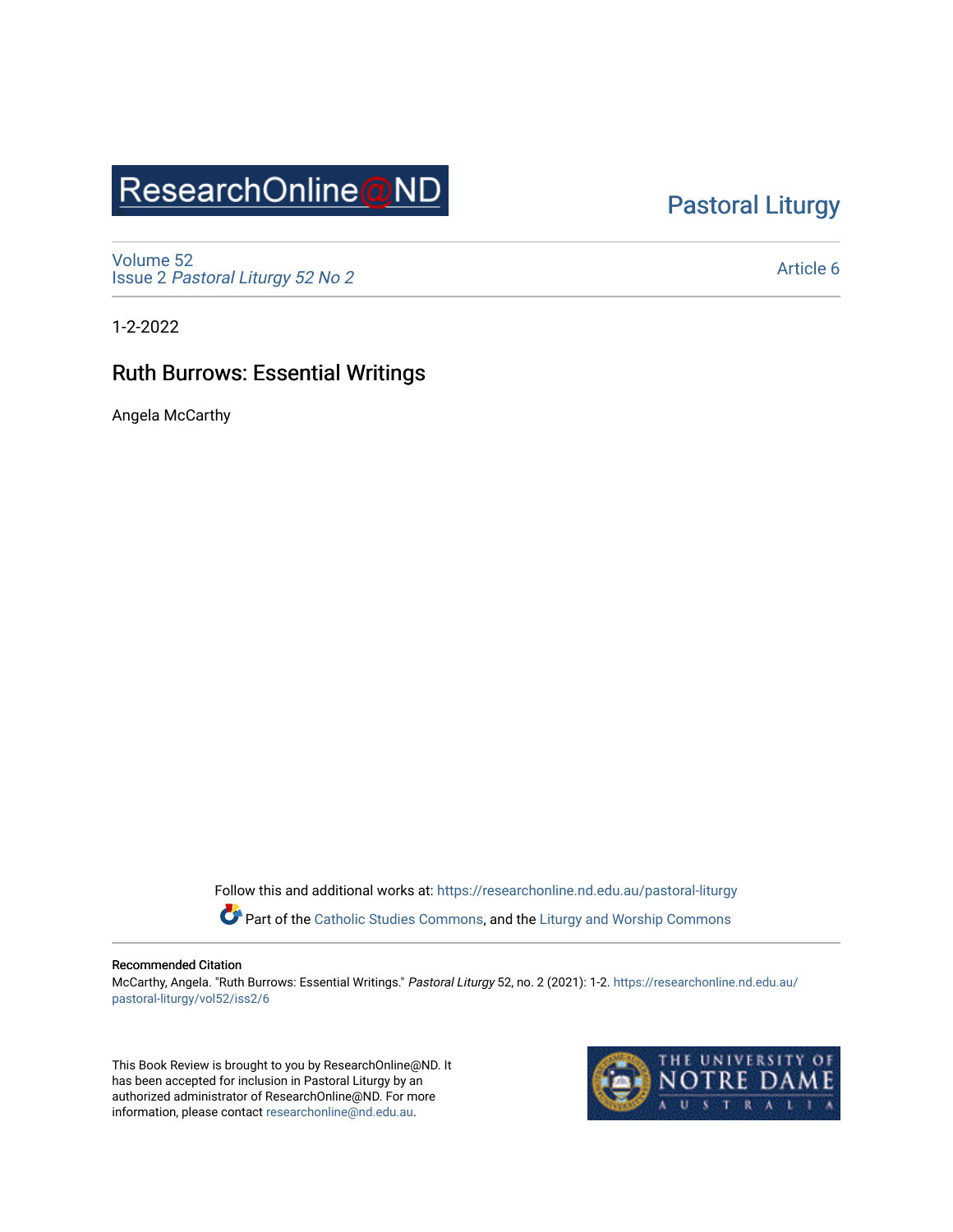ResearchOnline@ND

Pastoral Liturgy

Volume 52
Issue 2 *Pastoral Liturgy 52 No 2*

Article 6

1-2-2022

# Ruth Burrows: Essential Writings

Angela McCarthy

Follow this and additional works at: https://researchonline.nd.edu.au/pastoral-liturgy

Part of the Catholic Studies Commons, and the Liturgy and Worship Commons

**Recommended Citation**
McCarthy, Angela. "Ruth Burrows: Essential Writings." *Pastoral Liturgy* 52, no. 2 (2021): 1-2. https://researchonline.nd.edu.au/pastoral-liturgy/vol52/iss2/6

This Book Review is brought to you by ResearchOnline@ND. It has been accepted for inclusion in Pastoral Liturgy by an authorized administrator of ResearchOnline@ND. For more information, please contact researchonline@nd.edu.au.

THE UNIVERSITY OF NOTRE DAME AUSTRALIA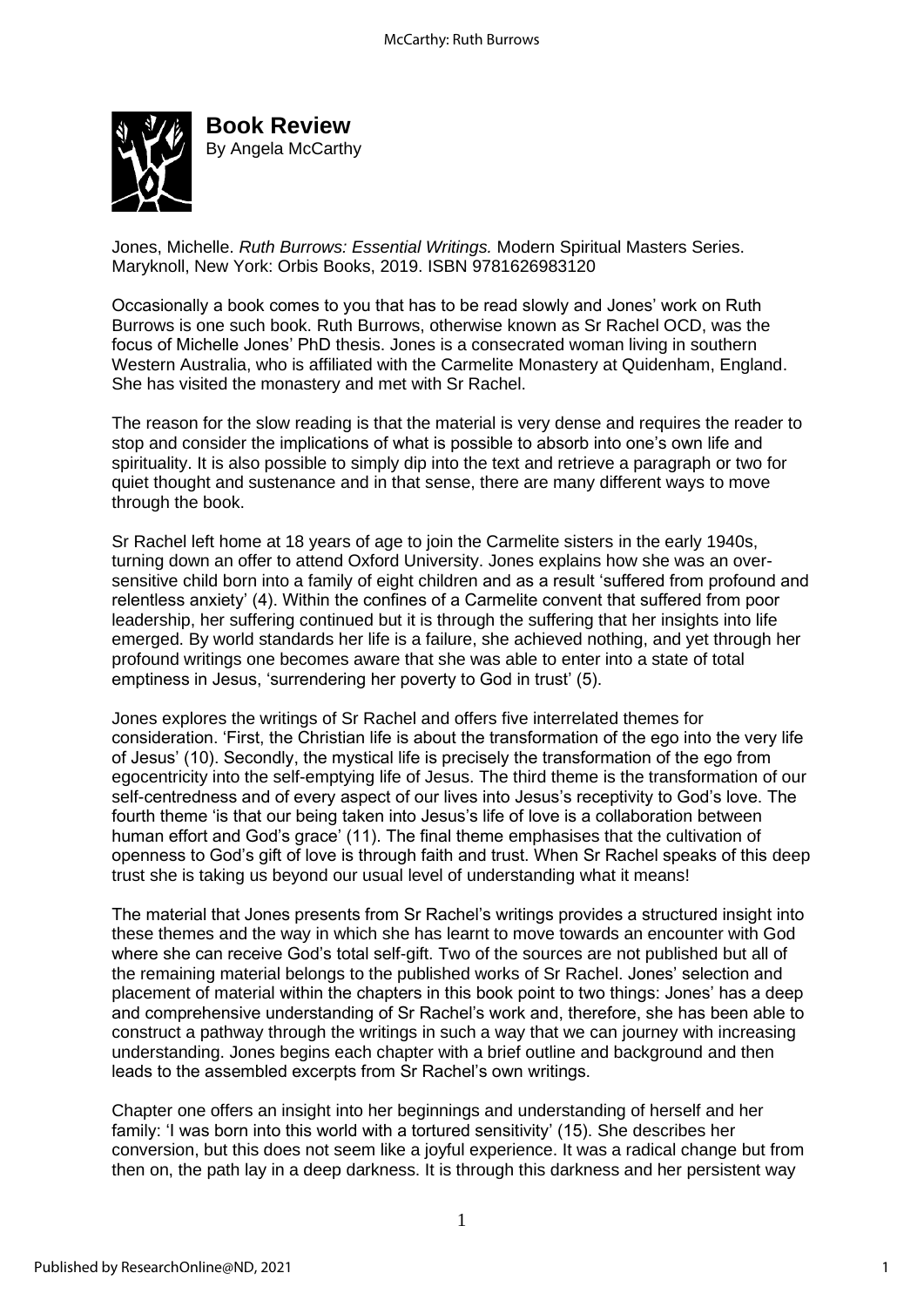**Book Review**
By Angela McCarthy

Jones, Michelle. *Ruth Burrows: Essential Writings.* Modern Spiritual Masters Series. Maryknoll, New York: Orbis Books, 2019. ISBN 9781626983120

Occasionally a book comes to you that has to be read slowly and Jones' work on Ruth Burrows is one such book. Ruth Burrows, otherwise known as Sr Rachel OCD, was the focus of Michelle Jones' PhD thesis. Jones is a consecrated woman living in southern Western Australia, who is affiliated with the Carmelite Monastery at Quidenham, England. She has visited the monastery and met with Sr Rachel.

The reason for the slow reading is that the material is very dense and requires the reader to stop and consider the implications of what is possible to absorb into one's own life and spirituality. It is also possible to simply dip into the text and retrieve a paragraph or two for quiet thought and sustenance and in that sense, there are many different ways to move through the book.

Sr Rachel left home at 18 years of age to join the Carmelite sisters in the early 1940s, turning down an offer to attend Oxford University. Jones explains how she was an over-sensitive child born into a family of eight children and as a result 'suffered from profound and relentless anxiety' (4). Within the confines of a Carmelite convent that suffered from poor leadership, her suffering continued but it is through the suffering that her insights into life emerged. By world standards her life is a failure, she achieved nothing, and yet through her profound writings one becomes aware that she was able to enter into a state of total emptiness in Jesus, 'surrendering her poverty to God in trust' (5).

Jones explores the writings of Sr Rachel and offers five interrelated themes for consideration. 'First, the Christian life is about the transformation of the ego into the very life of Jesus' (10). Secondly, the mystical life is precisely the transformation of the ego from egocentricity into the self-emptying life of Jesus. The third theme is the transformation of our self-centredness and of every aspect of our lives into Jesus's receptivity to God's love. The fourth theme 'is that our being taken into Jesus's life of love is a collaboration between human effort and God's grace' (11). The final theme emphasises that the cultivation of openness to God's gift of love is through faith and trust. When Sr Rachel speaks of this deep trust she is taking us beyond our usual level of understanding what it means!

The material that Jones presents from Sr Rachel's writings provides a structured insight into these themes and the way in which she has learnt to move towards an encounter with God where she can receive God's total self-gift. Two of the sources are not published but all of the remaining material belongs to the published works of Sr Rachel. Jones' selection and placement of material within the chapters in this book point to two things: Jones' has a deep and comprehensive understanding of Sr Rachel's work and, therefore, she has been able to construct a pathway through the writings in such a way that we can journey with increasing understanding. Jones begins each chapter with a brief outline and background and then leads to the assembled excerpts from Sr Rachel's own writings.

Chapter one offers an insight into her beginnings and understanding of herself and her family: 'I was born into this world with a tortured sensitivity' (15). She describes her conversion, but this does not seem like a joyful experience. It was a radical change but from then on, the path lay in a deep darkness. It is through this darkness and her persistent way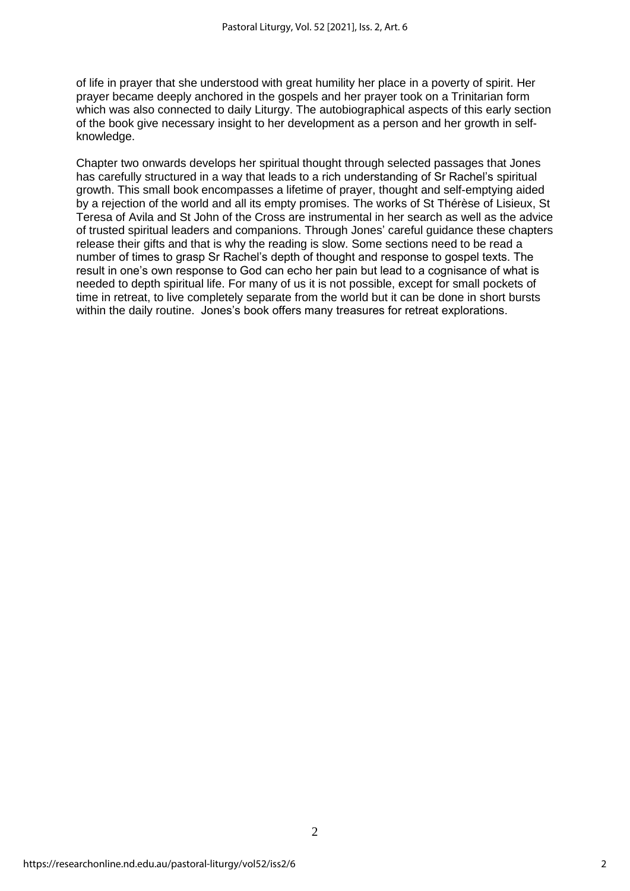of life in prayer that she understood with great humility her place in a poverty of spirit. Her prayer became deeply anchored in the gospels and her prayer took on a Trinitarian form which was also connected to daily Liturgy. The autobiographical aspects of this early section of the book give necessary insight to her development as a person and her growth in self-knowledge.

Chapter two onwards develops her spiritual thought through selected passages that Jones has carefully structured in a way that leads to a rich understanding of Sr Rachel's spiritual growth. This small book encompasses a lifetime of prayer, thought and self-emptying aided by a rejection of the world and all its empty promises. The works of St Thérèse of Lisieux, St Teresa of Avila and St John of the Cross are instrumental in her search as well as the advice of trusted spiritual leaders and companions. Through Jones' careful guidance these chapters release their gifts and that is why the reading is slow. Some sections need to be read a number of times to grasp Sr Rachel's depth of thought and response to gospel texts. The result in one's own response to God can echo her pain but lead to a cognisance of what is needed to depth spiritual life. For many of us it is not possible, except for small pockets of time in retreat, to live completely separate from the world but it can be done in short bursts within the daily routine. Jones's book offers many treasures for retreat explorations.